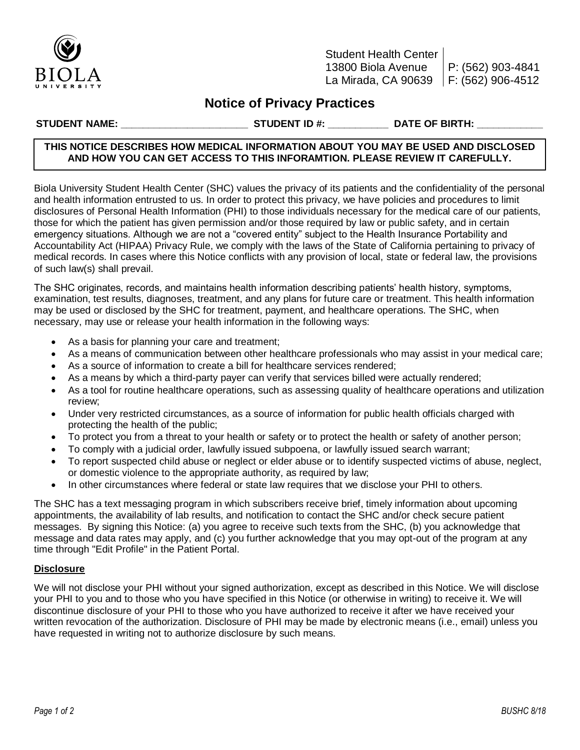BIOLA UNIVERSITY

Student Health Center
13800 Biola Avenue
La Mirada, CA 90639

P: (562) 903-4841
F: (562) 906-4512

# Notice of Privacy Practices

**STUDENT NAME: _______________________ STUDENT ID #: ___________ DATE OF BIRTH: ____________**

**THIS NOTICE DESCRIBES HOW MEDICAL INFORMATION ABOUT YOU MAY BE USED AND DISCLOSED AND HOW YOU CAN GET ACCESS TO THIS INFORAMTION. PLEASE REVIEW IT CAREFULLY.**

Biola University Student Health Center (SHC) values the privacy of its patients and the confidentiality of the personal and health information entrusted to us. In order to protect this privacy, we have policies and procedures to limit disclosures of Personal Health Information (PHI) to those individuals necessary for the medical care of our patients, those for which the patient has given permission and/or those required by law or public safety, and in certain emergency situations. Although we are not a "covered entity" subject to the Health Insurance Portability and Accountability Act (HIPAA) Privacy Rule, we comply with the laws of the State of California pertaining to privacy of medical records. In cases where this Notice conflicts with any provision of local, state or federal law, the provisions of such law(s) shall prevail.

The SHC originates, records, and maintains health information describing patients' health history, symptoms, examination, test results, diagnoses, treatment, and any plans for future care or treatment. This health information may be used or disclosed by the SHC for treatment, payment, and healthcare operations. The SHC, when necessary, may use or release your health information in the following ways:

- As a basis for planning your care and treatment;
- As a means of communication between other healthcare professionals who may assist in your medical care;
- As a source of information to create a bill for healthcare services rendered;
- As a means by which a third-party payer can verify that services billed were actually rendered;
- As a tool for routine healthcare operations, such as assessing quality of healthcare operations and utilization review;
- Under very restricted circumstances, as a source of information for public health officials charged with protecting the health of the public;
- To protect you from a threat to your health or safety or to protect the health or safety of another person;
- To comply with a judicial order, lawfully issued subpoena, or lawfully issued search warrant;
- To report suspected child abuse or neglect or elder abuse or to identify suspected victims of abuse, neglect, or domestic violence to the appropriate authority, as required by law;
- In other circumstances where federal or state law requires that we disclose your PHI to others.

The SHC has a text messaging program in which subscribers receive brief, timely information about upcoming appointments, the availability of lab results, and notification to contact the SHC and/or check secure patient messages. By signing this Notice: (a) you agree to receive such texts from the SHC, (b) you acknowledge that message and data rates may apply, and (c) you further acknowledge that you may opt-out of the program at any time through "Edit Profile" in the Patient Portal.

**Disclosure**

We will not disclose your PHI without your signed authorization, except as described in this Notice. We will disclose your PHI to you and to those who you have specified in this Notice (or otherwise in writing) to receive it. We will discontinue disclosure of your PHI to those who you have authorized to receive it after we have received your written revocation of the authorization. Disclosure of PHI may be made by electronic means (i.e., email) unless you have requested in writing not to authorize disclosure by such means.

*BUSHC 8/18*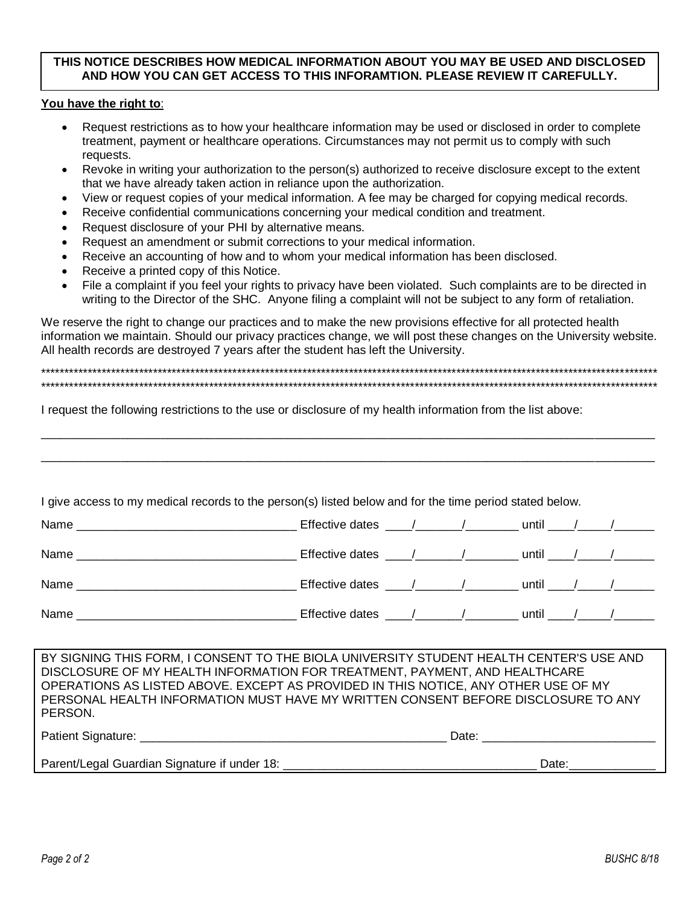**THIS NOTICE DESCRIBES HOW MEDICAL INFORMATION ABOUT YOU MAY BE USED AND DISCLOSED AND HOW YOU CAN GET ACCESS TO THIS INFORAMTION. PLEASE REVIEW IT CAREFULLY.**

**<u>You have the right to</u>**:

- Request restrictions as to how your healthcare information may be used or disclosed in order to complete treatment, payment or healthcare operations. Circumstances may not permit us to comply with such requests.
- Revoke in writing your authorization to the person(s) authorized to receive disclosure except to the extent that we have already taken action in reliance upon the authorization.
- View or request copies of your medical information. A fee may be charged for copying medical records.
- Receive confidential communications concerning your medical condition and treatment.
- Request disclosure of your PHI by alternative means.
- Request an amendment or submit corrections to your medical information.
- Receive an accounting of how and to whom your medical information has been disclosed.
- Receive a printed copy of this Notice.
- File a complaint if you feel your rights to privacy have been violated. Such complaints are to be directed in writing to the Director of the SHC. Anyone filing a complaint will not be subject to any form of retaliation.

We reserve the right to change our practices and to make the new provisions effective for all protected health information we maintain. Should our privacy practices change, we will post these changes on the University website. All health records are destroyed 7 years after the student has left the University.

*****************************************************************************************************************************************
*****************************************************************************************************************************************

I request the following restrictions to the use or disclosure of my health information from the list above:

_____________________________________________________________________________________________

_____________________________________________________________________________________________

I give access to my medical records to the person(s) listed below and for the time period stated below.

Name ________________________________ Effective dates ____/_______/________ until ____/_____/______

Name ________________________________ Effective dates ____/_______/________ until ____/_____/______

Name ________________________________ Effective dates ____/_______/________ until ____/_____/______

Name ________________________________ Effective dates ____/_______/________ until ____/_____/______

BY SIGNING THIS FORM, I CONSENT TO THE BIOLA UNIVERSITY STUDENT HEALTH CENTER'S USE AND DISCLOSURE OF MY HEALTH INFORMATION FOR TREATMENT, PAYMENT, AND HEALTHCARE OPERATIONS AS LISTED ABOVE. EXCEPT AS PROVIDED IN THIS NOTICE, ANY OTHER USE OF MY PERSONAL HEALTH INFORMATION MUST HAVE MY WRITTEN CONSENT BEFORE DISCLOSURE TO ANY PERSON.

Patient Signature: _______________________________________________ Date: __________________________

Parent/Legal Guardian Signature if under 18: ______________________________________ Date:_____________

*BUSHC 8/18*